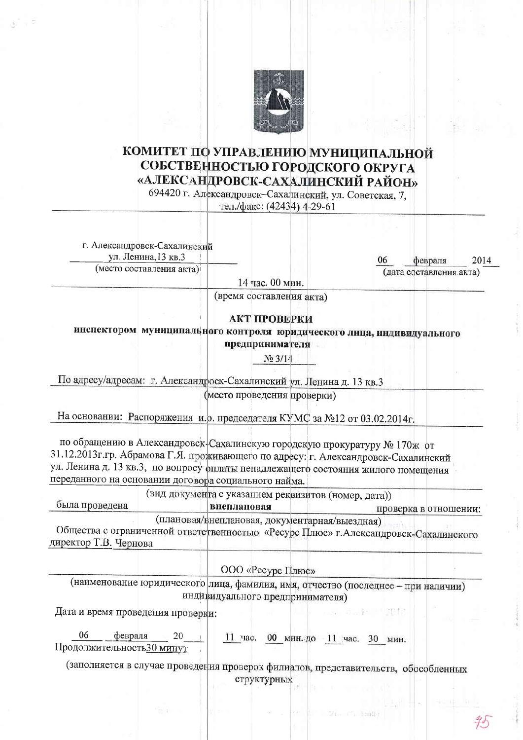**КОМИТЕТ ПО УПРАВЛЕНИЮ МУНИЦИПАЛЬНОЙ СОБСТВЕННОСТЬЮ ГОРОДСКОГО ОКРУГА «АЛЕКСАНДРОВСК-САХАЛИНСКИЙ РАЙОН»**

694420 г. Александровск–Сахалинский, ул. Советская, 7,
тел./факс: (42434) 4-29-61

г. Александровск-Сахалинский
ул. Ленина,13 кв.3
(место составления акта)

06 февраля 2014
(дата составления акта)

14 час. 00 мин.
(время составления акта)

## АКТ ПРОВЕРКИ

**инспектором муниципального контроля юридического лица, индивидуального предпринимателя**

№ 3/14

По адресу/адресам: г. Александровск-Сахалинский ул. Ленина д. 13 кв.3
(место проведения проверки)

На основании: Распоряжения и.о. председателя КУМС за №12 от 03.02.2014г.

по обращению в Александровск-Сахалинскую городскую прокуратуру № 170ж от 31.12.2013г.гр. Абрамова Г.Я. проживающего по адресу: г. Александровск-Сахалинский ул. Ленина д. 13 кв.3, по вопросу оплаты ненадлежащего состояния жилого помещения переданного на основании договора социального найма.
(вид документа с указанием реквизитов (номер, дата))

была проведена **внеплановая** проверка в отношении:
(плановая/внеплановая, документарная/выездная)

Общества с ограниченной ответственностью «Ресурс Плюс» г.Александровск-Сахалинского директор Т.В. Чернова

ООО «Ресурс Плюс»
(наименование юридического лица, фамилия, имя, отчество (последнее – при наличии) индивидуального предпринимателя)

Дата и время проведения проверки:

06 февраля 20__ 11 час. 00 мин. до 11 час. 30 мин.
Продолжительность 30 минут

(заполняется в случае проведения проверок филиалов, представительств, обособленных структурных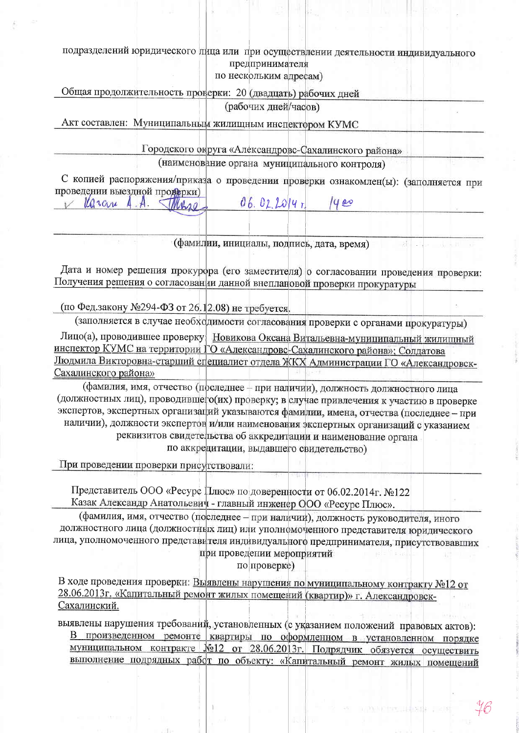подразделений юридического лица или при осуществлении деятельности индивидуального предпринимателя по нескольким адресам)

Общая продолжительность проверки: 20 (двадцать) рабочих дней

(рабочих дней/часов)

Акт составлен: Муниципальным жилищным инспектором КУМС

Городского округа «Александровс-Сахалинского района»

(наименование органа муниципального контроля)

С копией распоряжения/приказа о проведении проверки ознакомлен(ы): (заполняется при проведении выездной проверки)

✓ Казак А.А. [подпись] 06.02.2014 г. 14⁰⁰

(фамилии, инициалы, подпись, дата, время)

Дата и номер решения прокурора (его заместителя) о согласовании проведения проверки: Получения решения о согласовании данной внеплановой проверки прокуратуры

(по Фед.закону №294-ФЗ от 26.12.08) не требуется.

(заполняется в случае необходимости согласования проверки с органами прокуратуры)

Лицо(а), проводившее проверку: Новикова Оксана Витальевна-муниципальный жилищный инспектор КУМС на территории ГО «Александровс-Сахалинского района»; Солдатова Людмила Викторовна-старший специалист отдела ЖКХ Администрации ГО «Александровск-Сахалинского района»

(фамилия, имя, отчество (последнее – при наличии), должность должностного лица (должностных лиц), проводившего(их) проверку; в случае привлечения к участию в проверке экспертов, экспертных организаций указываются фамилии, имена, отчества (последнее – при наличии), должности экспертов и/или наименования экспертных организаций с указанием реквизитов свидетельства об аккредитации и наименование органа по аккредитации, выдавшего свидетельство)

При проведении проверки присутствовали:

Представитель ООО «Ресурс Плюс» по доверенности от 06.02.2014г. №122
Казак Александр Анатольевич - главный инженер ООО «Ресурс Плюс».

(фамилия, имя, отчество (последнее – при наличии), должность руководителя, иного должностного лица (должностных лиц) или уполномоченного представителя юридического лица, уполномоченного представителя индивидуального предпринимателя, присутствовавших при проведении мероприятий по проверке)

В ходе проведения проверки: Выявлены нарушения по муниципальному контракту №12 от 28.06.2013г. «Капитальный ремонт жилых помещений (квартир)» г. Александровск-Сахалинский.

выявлены нарушения требований, установленных (с указанием положений правовых актов):
В произведенном ремонте квартиры по оформленном в установленном порядке муниципальном контракте №12 от 28.06.2013г. Подрядчик обязуется осуществить выполнение подрядных работ по объекту: «Капитальный ремонт жилых помещений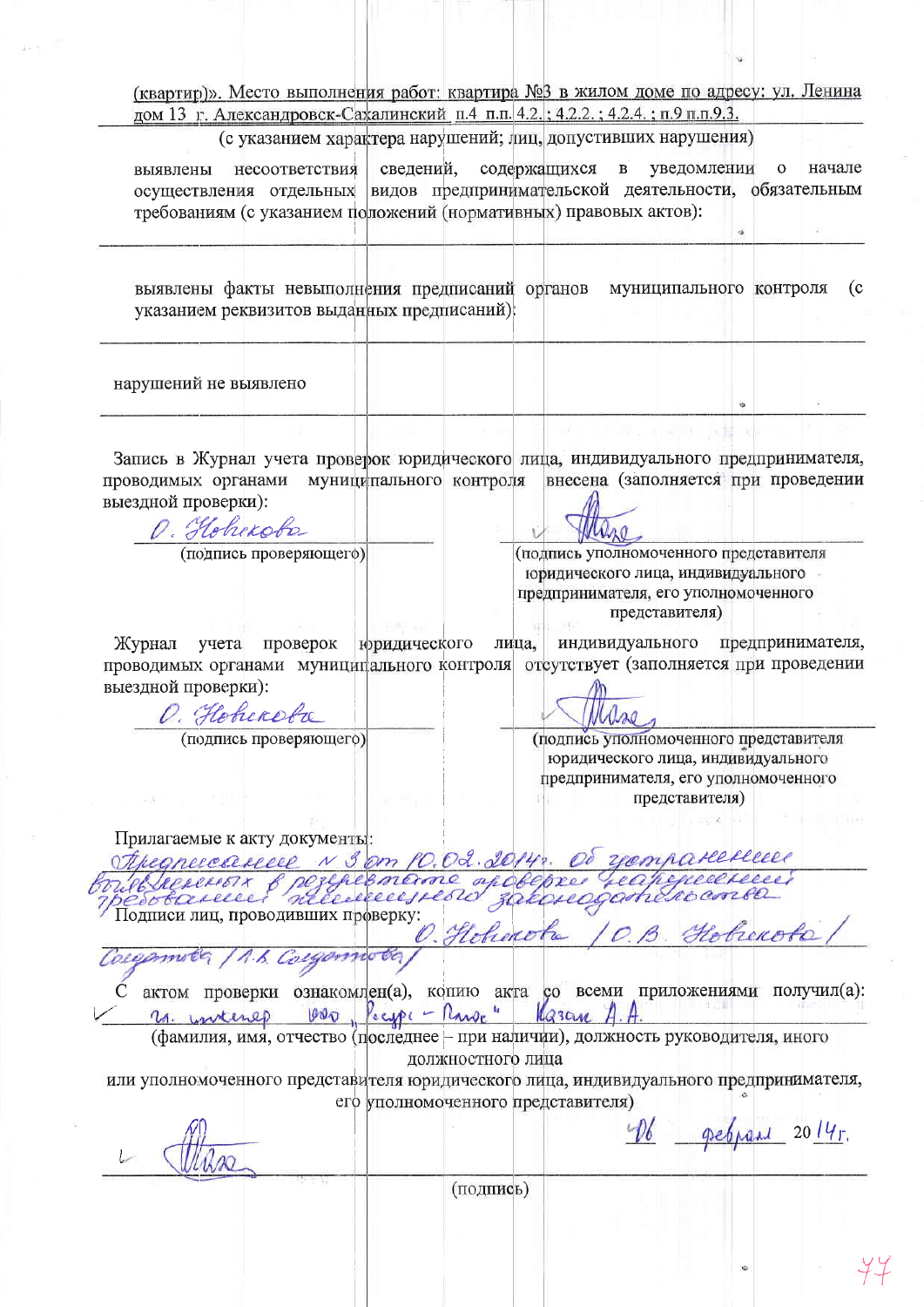(квартир)». Место выполнения работ: квартира №3 в жилом доме по адресу: ул. Ленина дом 13 г. Александровск-Сахалинский п.4 п.п.4.2.; 4.2.2.; 4.2.4.; п.9 п.п.9.3.

(с указанием характера нарушений; лиц, допустивших нарушения)

выявлены несоответствия сведений, содержащихся в уведомлении о начале осуществления отдельных видов предпринимательской деятельности, обязательным требованиям (с указанием положений (нормативных) правовых актов):

---

выявлены факты невыполнения предписаний органов муниципального контроля (с указанием реквизитов выданных предписаний):

---

нарушений не выявлено

---

Запись в Журнал учета проверок юридического лица, индивидуального предпринимателя, проводимых органами муниципального контроля внесена (заполняется при проведении выездной проверки):

О. Новикова

(подпись проверяющего)

[подпись]

(подпись уполномоченного представителя юридического лица, индивидуального предпринимателя, его уполномоченного представителя)

Журнал учета проверок юридического лица, индивидуального предпринимателя, проводимых органами муниципального контроля отсутствует (заполняется при проведении выездной проверки):

О. Новикова

(подпись проверяющего)

[подпись]

(подпись уполномоченного представителя юридического лица, индивидуального предпринимателя, его уполномоченного представителя)

Прилагаемые к акту документы: Предписание № 3 от 10.02.2014г. об устранении выявленных в результате проверки нарушений требований жилищного законодательства

Подписи лиц, проводивших проверку: О. Новикова /О.В. Новикова/

Солдатова /А.В. Солдатова/

С актом проверки ознакомлен(а), копию акта со всеми приложениями получил(а): гл. инженер ООО „Ресурс - Плюс" Казак А.А.

(фамилия, имя, отчество (последнее – при наличии), должность руководителя, иного должностного лица или уполномоченного представителя юридического лица, индивидуального предпринимателя, его уполномоченного представителя)

[подпись] «06» февраля 2014г.

(подпись)